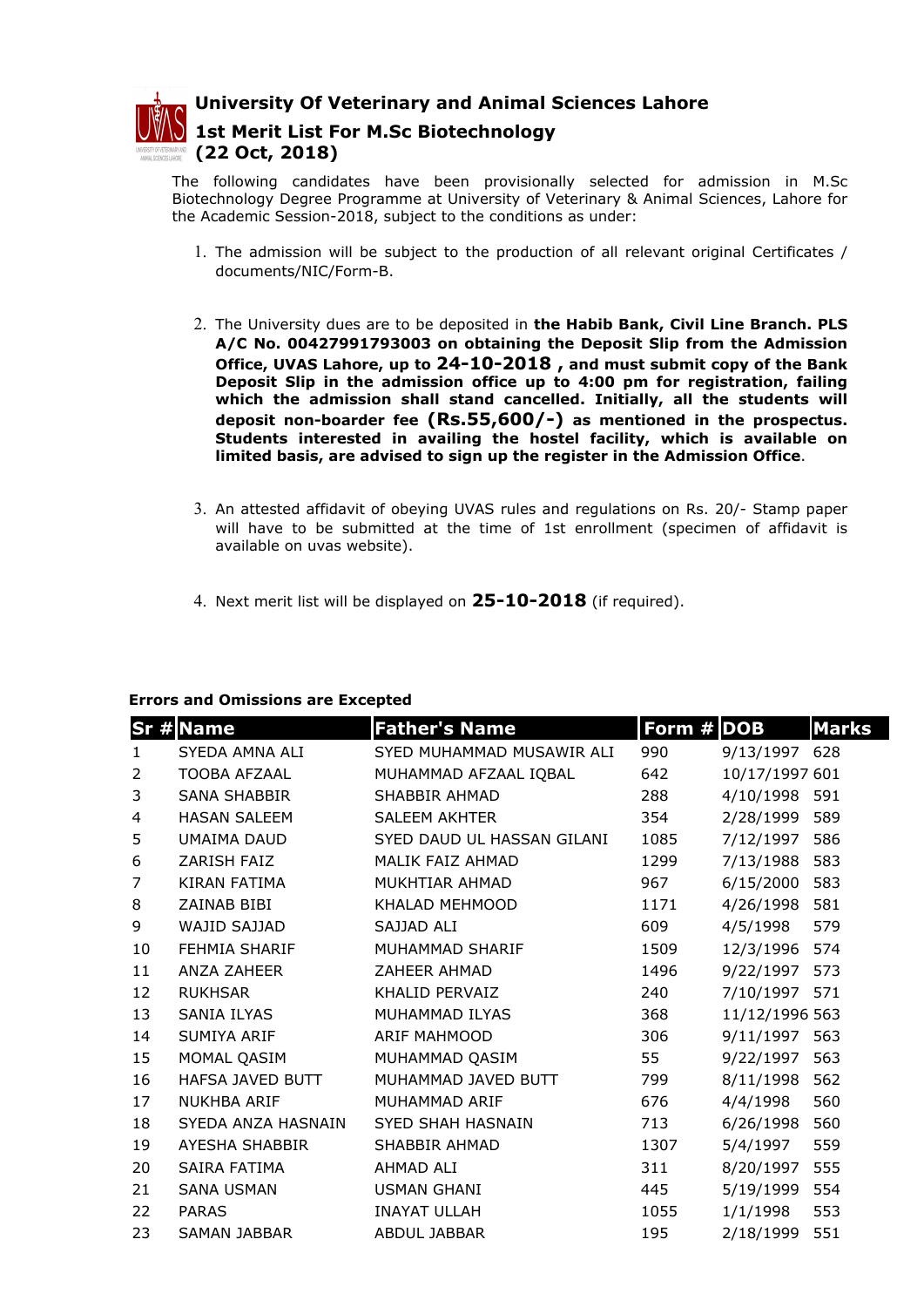# University Of Veterinary and Animal Sciences Lahore

## 1st Merit List For M.Sc Biotechnology

## (22 Oct, 2018)

The following candidates have been provisionally selected for admission in M.Sc Biotechnology Degree Programme at University of Veterinary & Animal Sciences, Lahore for the Academic Session-2018, subject to the conditions as under:

1. The admission will be subject to the production of all relevant original Certificates / documents/NIC/Form-B.

2. The University dues are to be deposited in **the Habib Bank, Civil Line Branch. PLS A/C No. 00427991793003 on obtaining the Deposit Slip from the Admission Office, UVAS Lahore, up to 24-10-2018 , and must submit copy of the Bank Deposit Slip in the admission office up to 4:00 pm for registration, failing which the admission shall stand cancelled. Initially, all the students will deposit non-boarder fee (Rs.55,600/-) as mentioned in the prospectus. Students interested in availing the hostel facility, which is available on limited basis, are advised to sign up the register in the Admission Office**.

3. An attested affidavit of obeying UVAS rules and regulations on Rs. 20/- Stamp paper will have to be submitted at the time of 1st enrollment (specimen of affidavit is available on uvas website).

4. Next merit list will be displayed on **25-10-2018** (if required).

**Errors and Omissions are Excepted**

| Sr # | Name | Father's Name | Form # | DOB | Marks |
|---|---|---|---|---|---|
| 1 | SYEDA AMNA ALI | SYED MUHAMMAD MUSAWIR ALI | 990 | 9/13/1997 | 628 |
| 2 | TOOBA AFZAAL | MUHAMMAD AFZAAL IQBAL | 642 | 10/17/1997 | 601 |
| 3 | SANA SHABBIR | SHABBIR AHMAD | 288 | 4/10/1998 | 591 |
| 4 | HASAN SALEEM | SALEEM AKHTER | 354 | 2/28/1999 | 589 |
| 5 | UMAIMA DAUD | SYED DAUD UL HASSAN GILANI | 1085 | 7/12/1997 | 586 |
| 6 | ZARISH FAIZ | MALIK FAIZ AHMAD | 1299 | 7/13/1988 | 583 |
| 7 | KIRAN FATIMA | MUKHTIAR AHMAD | 967 | 6/15/2000 | 583 |
| 8 | ZAINAB BIBI | KHALAD MEHMOOD | 1171 | 4/26/1998 | 581 |
| 9 | WAJID SAJJAD | SAJJAD ALI | 609 | 4/5/1998 | 579 |
| 10 | FEHMIA SHARIF | MUHAMMAD SHARIF | 1509 | 12/3/1996 | 574 |
| 11 | ANZA ZAHEER | ZAHEER AHMAD | 1496 | 9/22/1997 | 573 |
| 12 | RUKHSAR | KHALID PERVAIZ | 240 | 7/10/1997 | 571 |
| 13 | SANIA ILYAS | MUHAMMAD ILYAS | 368 | 11/12/1996 | 563 |
| 14 | SUMIYA ARIF | ARIF MAHMOOD | 306 | 9/11/1997 | 563 |
| 15 | MOMAL QASIM | MUHAMMAD QASIM | 55 | 9/22/1997 | 563 |
| 16 | HAFSA JAVED BUTT | MUHAMMAD JAVED BUTT | 799 | 8/11/1998 | 562 |
| 17 | NUKHBA ARIF | MUHAMMAD ARIF | 676 | 4/4/1998 | 560 |
| 18 | SYEDA ANZA HASNAIN | SYED SHAH HASNAIN | 713 | 6/26/1998 | 560 |
| 19 | AYESHA SHABBIR | SHABBIR AHMAD | 1307 | 5/4/1997 | 559 |
| 20 | SAIRA FATIMA | AHMAD ALI | 311 | 8/20/1997 | 555 |
| 21 | SANA USMAN | USMAN GHANI | 445 | 5/19/1999 | 554 |
| 22 | PARAS | INAYAT ULLAH | 1055 | 1/1/1998 | 553 |
| 23 | SAMAN JABBAR | ABDUL JABBAR | 195 | 2/18/1999 | 551 |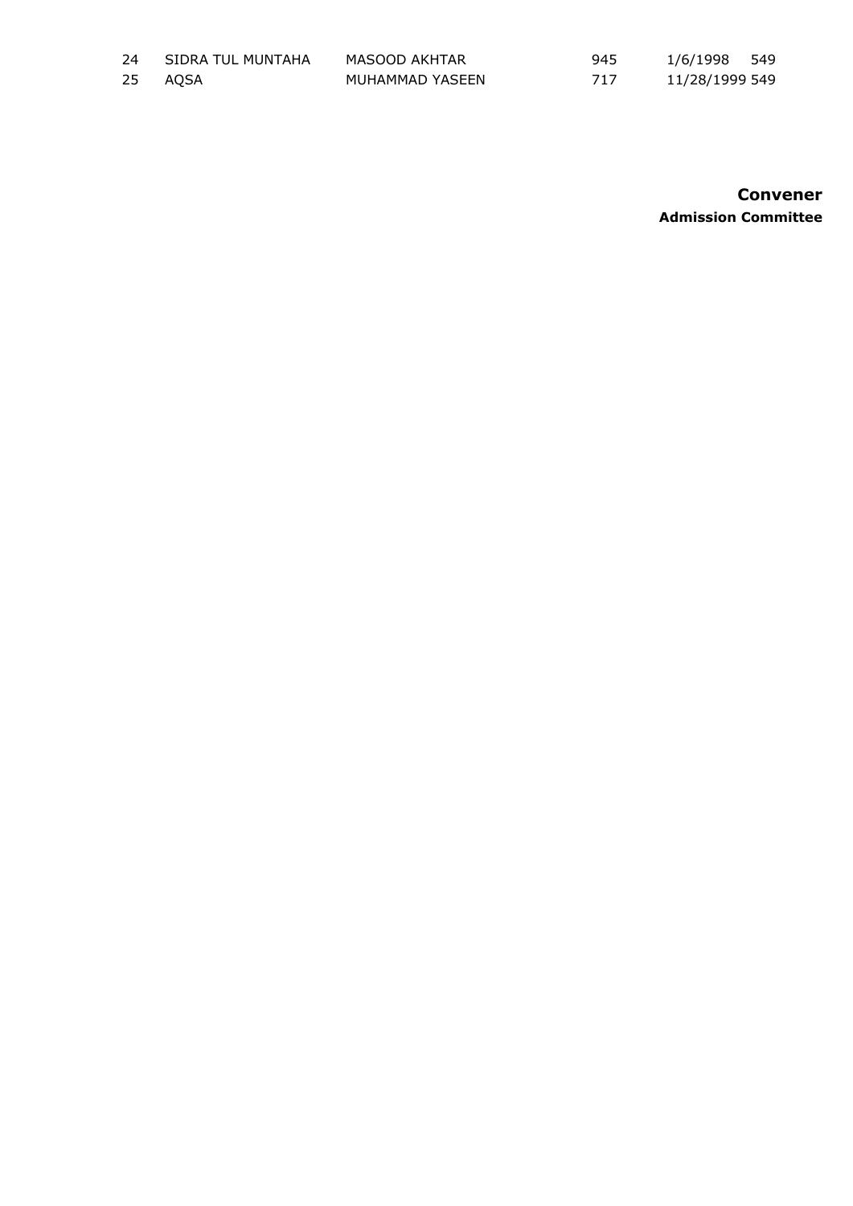| | | | | | |
|---|---|---|---|---|---|
| 24 | SIDRA TUL MUNTAHA | MASOOD AKHTAR | 945 | 1/6/1998 | 549 |
| 25 | AQSA | MUHAMMAD YASEEN | 717 | 11/28/1999 | 549 |

**Convener**
**Admission Committee**